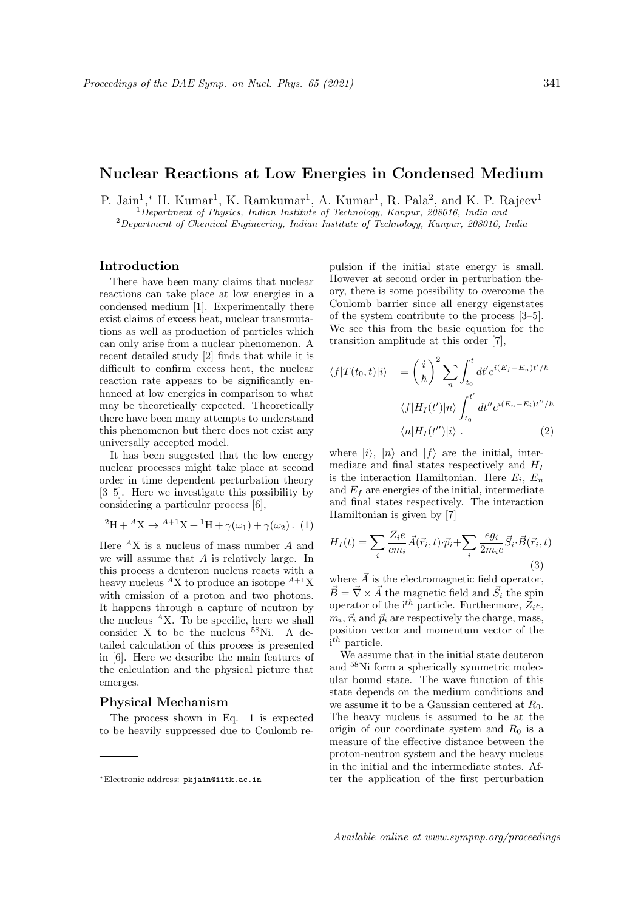# Nuclear Reactions at Low Energies in Condensed Medium

P. Jain[1],* H. Kumar[1], K. Ramkumar[1], A. Kumar[1], R. Pala[2], and K. P. Rajeev[1]

[1] *Department of Physics, Indian Institute of Technology, Kanpur, 208016, India and*
[2] *Department of Chemical Engineering, Indian Institute of Technology, Kanpur, 208016, India*

## Introduction

There have been many claims that nuclear reactions can take place at low energies in a condensed medium [1]. Experimentally there exist claims of excess heat, nuclear transmutations as well as production of particles which can only arise from a nuclear phenomenon. A recent detailed study [2] finds that while it is difficult to confirm excess heat, the nuclear reaction rate appears to be significantly enhanced at low energies in comparison to what may be theoretically expected. Theoretically there have been many attempts to understand this phenomenon but there does not exist any universally accepted model.

It has been suggested that the low energy nuclear processes might take place at second order in time dependent perturbation theory [3–5]. Here we investigate this possibility by considering a particular process [6],

$$^{2}\mathrm{H} + {}^{A}\mathrm{X} \rightarrow {}^{A+1}\mathrm{X} + {}^{1}\mathrm{H} + \gamma(\omega_1) + \gamma(\omega_2)\,. \quad (1)$$

Here $^{A}$X is a nucleus of mass number $A$ and we will assume that $A$ is relatively large. In this process a deuteron nucleus reacts with a heavy nucleus $^{A}$X to produce an isotope $^{A+1}$X with emission of a proton and two photons. It happens through a capture of neutron by the nucleus $^{A}$X. To be specific, here we shall consider X to be the nucleus $^{58}$Ni. A detailed calculation of this process is presented in [6]. Here we describe the main features of the calculation and the physical picture that emerges.

## Physical Mechanism

The process shown in Eq. 1 is expected to be heavily suppressed due to Coulomb repulsion if the initial state energy is small. However at second order in perturbation theory, there is some possibility to overcome the Coulomb barrier since all energy eigenstates of the system contribute to the process [3–5]. We see this from the basic equation for the transition amplitude at this order [7],

$$\begin{aligned}\langle f|T(t_0,t)|i\rangle \quad &= \left(\frac{i}{\hbar}\right)^2 \sum_n \int_{t_0}^{t} dt' e^{i(E_f-E_n)t'/\hbar} \\ &\quad \langle f|H_I(t')|n\rangle \int_{t_0}^{t'} dt'' e^{i(E_n-E_i)t''/\hbar} \\ &\quad \langle n|H_I(t'')|i\rangle\,. \end{aligned} \quad (2)$$

where $|i\rangle$, $|n\rangle$ and $|f\rangle$ are the initial, intermediate and final states respectively and $H_I$ is the interaction Hamiltonian. Here $E_i$, $E_n$ and $E_f$ are energies of the initial, intermediate and final states respectively. The interaction Hamiltonian is given by [7]

$$H_I(t) = \sum_i \frac{Z_i e}{c m_i}\vec{A}(\vec{r}_i,t)\cdot\vec{p}_i + \sum_i \frac{e g_i}{2 m_i c}\vec{S}_i\cdot\vec{B}(\vec{r}_i,t) \quad (3)$$

where $\vec{A}$ is the electromagnetic field operator, $\vec{B} = \vec{\nabla}\times\vec{A}$ the magnetic field and $\vec{S}_i$ the spin operator of the i$^{th}$ particle. Furthermore, $Z_i e$, $m_i$, $\vec{r}_i$ and $\vec{p}_i$ are respectively the charge, mass, position vector and momentum vector of the i$^{th}$ particle.

We assume that in the initial state deuteron and $^{58}$Ni form a spherically symmetric molecular bound state. The wave function of this state depends on the medium conditions and we assume it to be a Gaussian centered at $R_0$. The heavy nucleus is assumed to be at the origin of our coordinate system and $R_0$ is a measure of the effective distance between the proton-neutron system and the heavy nucleus in the initial and the intermediate states. After the application of the first perturbation

*Electronic address: pkjain@iitk.ac.in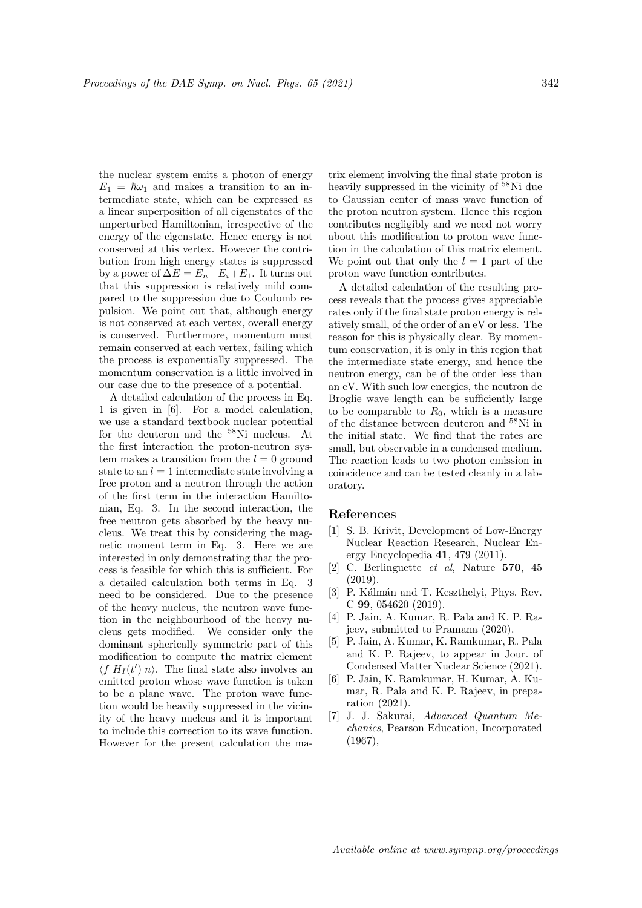the nuclear system emits a photon of energy $E_1 = \hbar\omega_1$ and makes a transition to an intermediate state, which can be expressed as a linear superposition of all eigenstates of the unperturbed Hamiltonian, irrespective of the energy of the eigenstate. Hence energy is not conserved at this vertex. However the contribution from high energy states is suppressed by a power of $\Delta E = E_n - E_i + E_1$. It turns out that this suppression is relatively mild compared to the suppression due to Coulomb repulsion. We point out that, although energy is not conserved at each vertex, overall energy is conserved. Furthermore, momentum must remain conserved at each vertex, failing which the process is exponentially suppressed. The momentum conservation is a little involved in our case due to the presence of a potential.

A detailed calculation of the process in Eq. 1 is given in [6]. For a model calculation, we use a standard textbook nuclear potential for the deuteron and the $^{58}$Ni nucleus. At the first interaction the proton-neutron system makes a transition from the $l = 0$ ground state to an $l = 1$ intermediate state involving a free proton and a neutron through the action of the first term in the interaction Hamiltonian, Eq. 3. In the second interaction, the free neutron gets absorbed by the heavy nucleus. We treat this by considering the magnetic moment term in Eq. 3. Here we are interested in only demonstrating that the process is feasible for which this is sufficient. For a detailed calculation both terms in Eq. 3 need to be considered. Due to the presence of the heavy nucleus, the neutron wave function in the neighbourhood of the heavy nucleus gets modified. We consider only the dominant spherically symmetric part of this modification to compute the matrix element $\langle f|H_I(t')|n\rangle$. The final state also involves an emitted proton whose wave function is taken to be a plane wave. The proton wave function would be heavily suppressed in the vicinity of the heavy nucleus and it is important to include this correction to its wave function. However for the present calculation the matrix element involving the final state proton is heavily suppressed in the vicinity of $^{58}$Ni due to Gaussian center of mass wave function of the proton neutron system. Hence this region contributes negligibly and we need not worry about this modification to proton wave function in the calculation of this matrix element. We point out that only the $l = 1$ part of the proton wave function contributes.

A detailed calculation of the resulting process reveals that the process gives appreciable rates only if the final state proton energy is relatively small, of the order of an eV or less. The reason for this is physically clear. By momentum conservation, it is only in this region that the intermediate state energy, and hence the neutron energy, can be of the order less than an eV. With such low energies, the neutron de Broglie wave length can be sufficiently large to be comparable to $R_0$, which is a measure of the distance between deuteron and $^{58}$Ni in the initial state. We find that the rates are small, but observable in a condensed medium. The reaction leads to two photon emission in coincidence and can be tested cleanly in a laboratory.

## References

[1] S. B. Krivit, Development of Low-Energy Nuclear Reaction Research, Nuclear Energy Encyclopedia **41**, 479 (2011).

[2] C. Berlinguette *et al*, Nature **570**, 45 (2019).

[3] P. Kálmán and T. Keszthelyi, Phys. Rev. C **99**, 054620 (2019).

[4] P. Jain, A. Kumar, R. Pala and K. P. Rajeev, submitted to Pramana (2020).

[5] P. Jain, A. Kumar, K. Ramkumar, R. Pala and K. P. Rajeev, to appear in Jour. of Condensed Matter Nuclear Science (2021).

[6] P. Jain, K. Ramkumar, H. Kumar, A. Kumar, R. Pala and K. P. Rajeev, in preparation (2021).

[7] J. J. Sakurai, *Advanced Quantum Mechanics*, Pearson Education, Incorporated (1967),